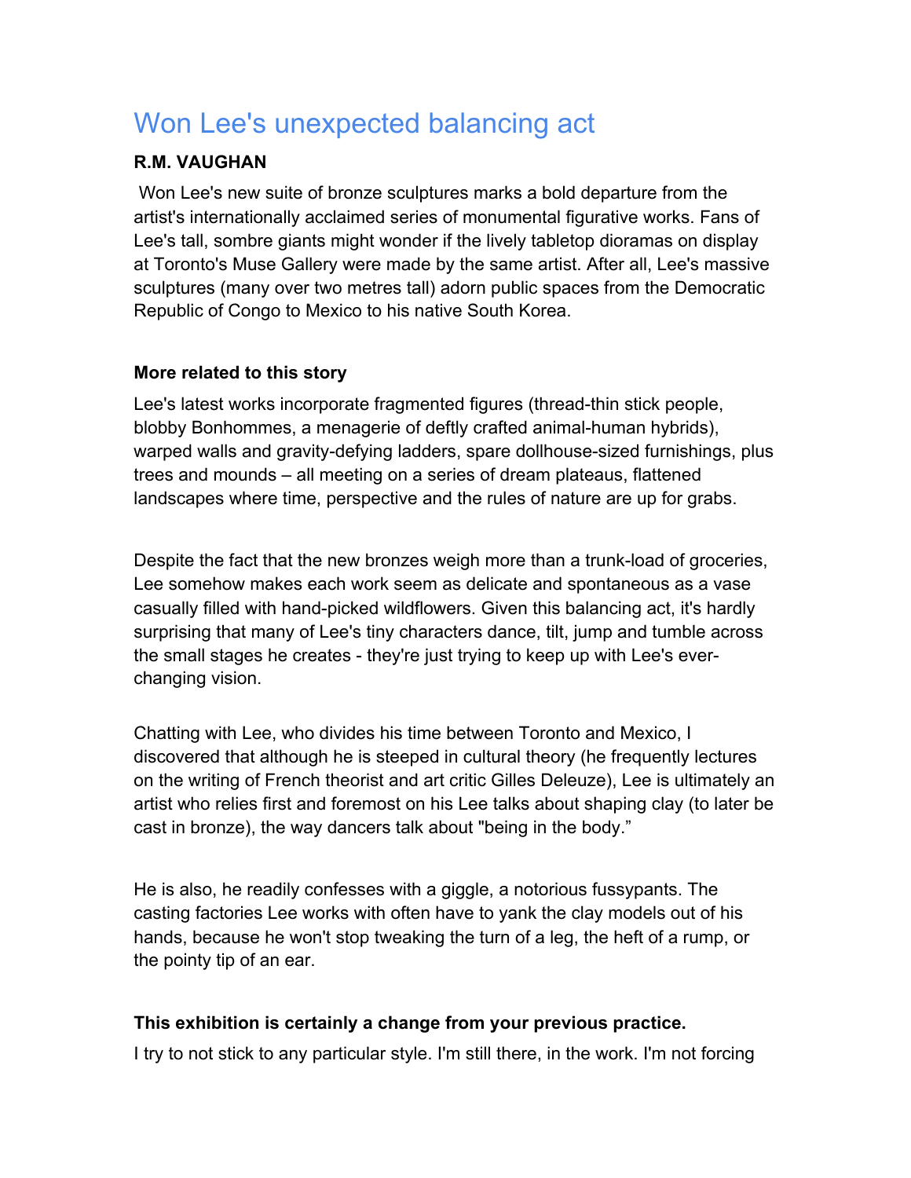# Won Lee's unexpected balancing act

**R.M. VAUGHAN**

Won Lee's new suite of bronze sculptures marks a bold departure from the artist's internationally acclaimed series of monumental figurative works. Fans of Lee's tall, sombre giants might wonder if the lively tabletop dioramas on display at Toronto's Muse Gallery were made by the same artist. After all, Lee's massive sculptures (many over two metres tall) adorn public spaces from the Democratic Republic of Congo to Mexico to his native South Korea.

**More related to this story**

Lee's latest works incorporate fragmented figures (thread-thin stick people, blobby Bonhommes, a menagerie of deftly crafted animal-human hybrids), warped walls and gravity-defying ladders, spare dollhouse-sized furnishings, plus trees and mounds – all meeting on a series of dream plateaus, flattened landscapes where time, perspective and the rules of nature are up for grabs.

Despite the fact that the new bronzes weigh more than a trunk-load of groceries, Lee somehow makes each work seem as delicate and spontaneous as a vase casually filled with hand-picked wildflowers. Given this balancing act, it's hardly surprising that many of Lee's tiny characters dance, tilt, jump and tumble across the small stages he creates - they're just trying to keep up with Lee's ever-changing vision.

Chatting with Lee, who divides his time between Toronto and Mexico, I discovered that although he is steeped in cultural theory (he frequently lectures on the writing of French theorist and art critic Gilles Deleuze), Lee is ultimately an artist who relies first and foremost on his Lee talks about shaping clay (to later be cast in bronze), the way dancers talk about "being in the body."

He is also, he readily confesses with a giggle, a notorious fussypants. The casting factories Lee works with often have to yank the clay models out of his hands, because he won't stop tweaking the turn of a leg, the heft of a rump, or the pointy tip of an ear.

**This exhibition is certainly a change from your previous practice.**

I try to not stick to any particular style. I'm still there, in the work. I'm not forcing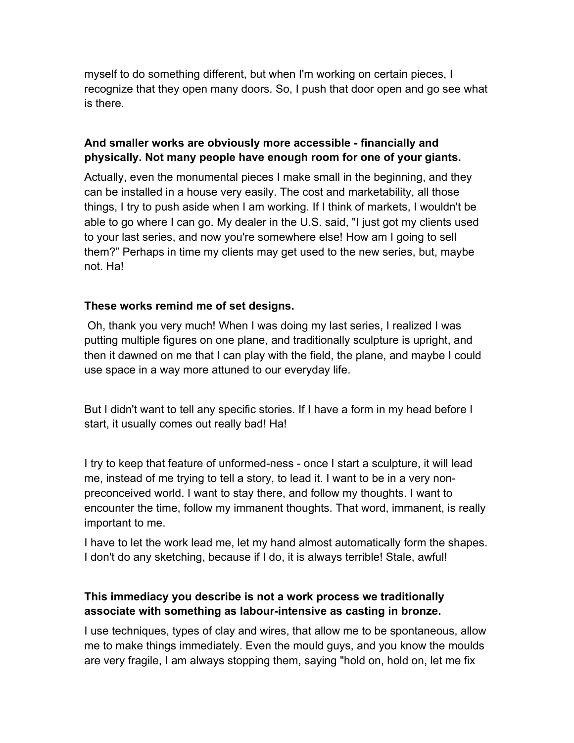myself to do something different, but when I'm working on certain pieces, I recognize that they open many doors. So, I push that door open and go see what is there.

**And smaller works are obviously more accessible - financially and physically. Not many people have enough room for one of your giants.**

Actually, even the monumental pieces I make small in the beginning, and they can be installed in a house very easily. The cost and marketability, all those things, I try to push aside when I am working. If I think of markets, I wouldn't be able to go where I can go. My dealer in the U.S. said, "I just got my clients used to your last series, and now you're somewhere else! How am I going to sell them?" Perhaps in time my clients may get used to the new series, but, maybe not. Ha!

**These works remind me of set designs.**

Oh, thank you very much! When I was doing my last series, I realized I was putting multiple figures on one plane, and traditionally sculpture is upright, and then it dawned on me that I can play with the field, the plane, and maybe I could use space in a way more attuned to our everyday life.

But I didn't want to tell any specific stories. If I have a form in my head before I start, it usually comes out really bad! Ha!

I try to keep that feature of unformed-ness - once I start a sculpture, it will lead me, instead of me trying to tell a story, to lead it. I want to be in a very non-preconceived world. I want to stay there, and follow my thoughts. I want to encounter the time, follow my immanent thoughts. That word, immanent, is really important to me.

I have to let the work lead me, let my hand almost automatically form the shapes. I don't do any sketching, because if I do, it is always terrible! Stale, awful!

**This immediacy you describe is not a work process we traditionally associate with something as labour-intensive as casting in bronze.**

I use techniques, types of clay and wires, that allow me to be spontaneous, allow me to make things immediately. Even the mould guys, and you know the moulds are very fragile, I am always stopping them, saying "hold on, hold on, let me fix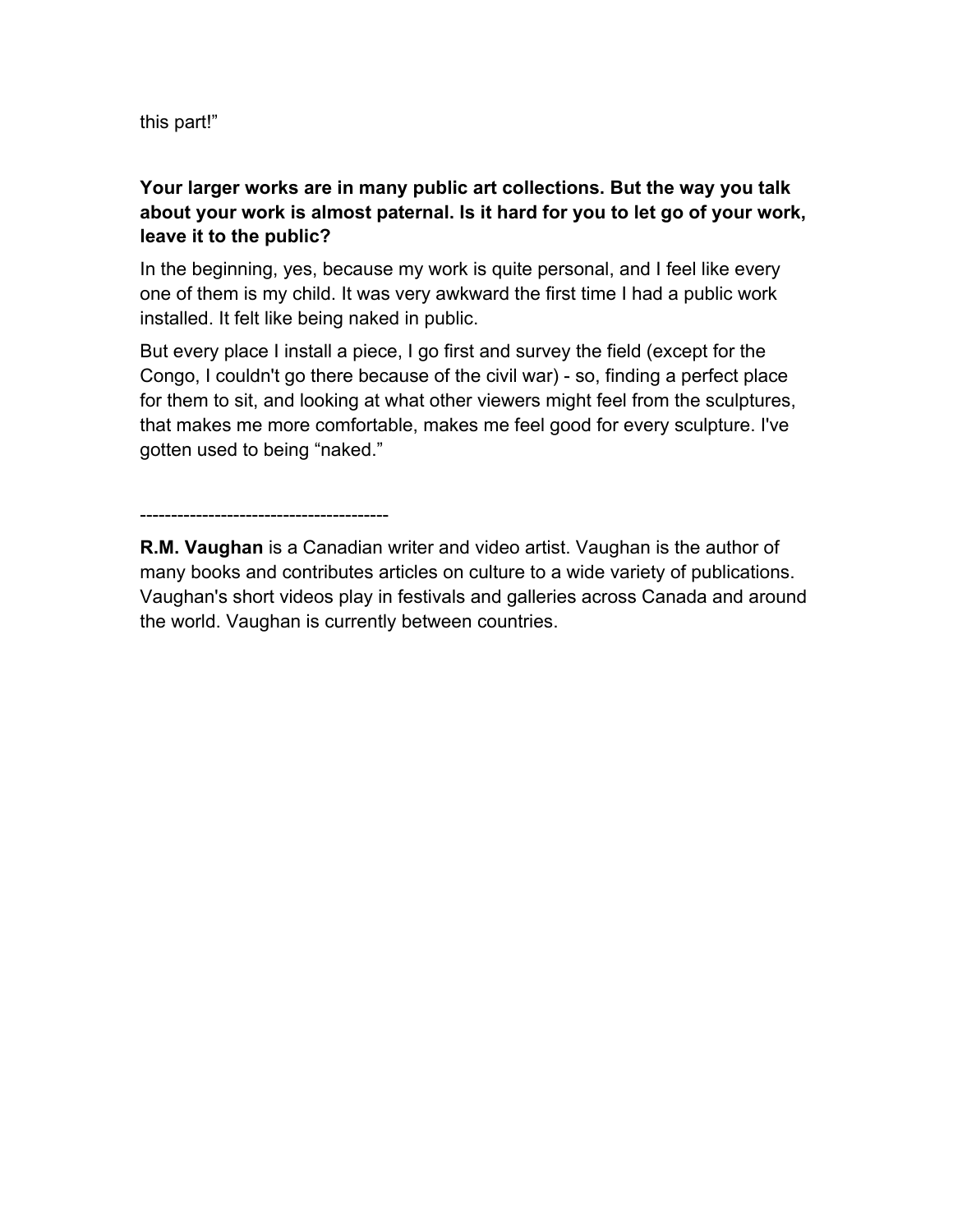this part!"

**Your larger works are in many public art collections. But the way you talk about your work is almost paternal. Is it hard for you to let go of your work, leave it to the public?**

In the beginning, yes, because my work is quite personal, and I feel like every one of them is my child. It was very awkward the first time I had a public work installed. It felt like being naked in public.

But every place I install a piece, I go first and survey the field (except for the Congo, I couldn't go there because of the civil war) - so, finding a perfect place for them to sit, and looking at what other viewers might feel from the sculptures, that makes me more comfortable, makes me feel good for every sculpture. I've gotten used to being "naked."

---------------------------------------

**R.M. Vaughan** is a Canadian writer and video artist. Vaughan is the author of many books and contributes articles on culture to a wide variety of publications. Vaughan's short videos play in festivals and galleries across Canada and around the world. Vaughan is currently between countries.